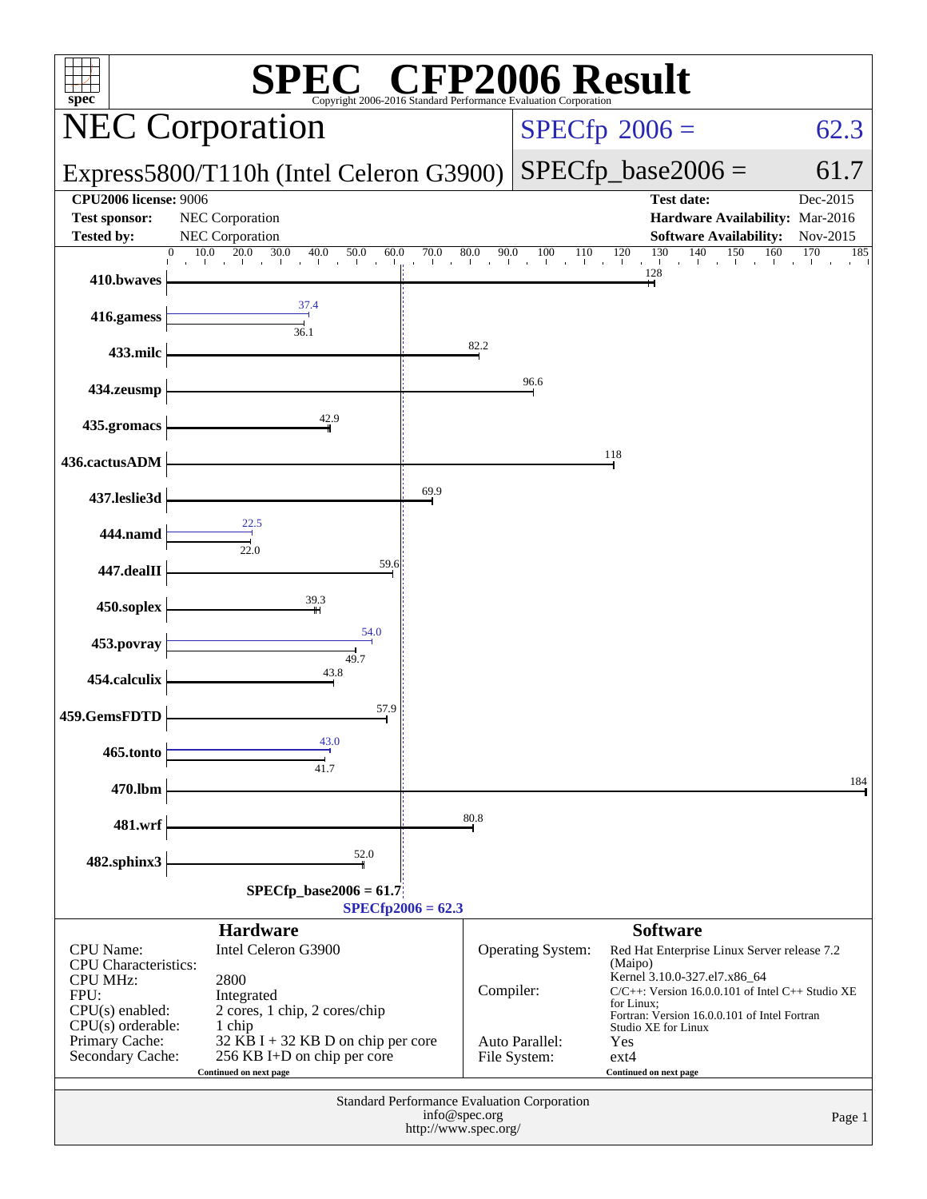# SPEC CFP2006 Result

Copyright 2006-2016 Standard Performance Evaluation Corporation

## NEC Corporation

**Express5800/T110h (Intel Celeron G3900)**

SPECfp 2006 = 62.3

SPECfp_base2006 = 61.7

| | | | |
|---|---|---|---|
| **CPU2006 license:** 9006 | | **Test date:** | Dec-2015 |
| **Test sponsor:** | NEC Corporation | **Hardware Availability:** | Mar-2016 |
| **Tested by:** | NEC Corporation | **Software Availability:** | Nov-2015 |

| Benchmark | Peak | Base |
|---|---|---|
| 410.bwaves | | 128 |
| 416.gamess | 37.4 | 36.1 |
| 433.milc | | 82.2 |
| 434.zeusmp | | 96.6 |
| 435.gromacs | | 42.9 |
| 436.cactusADM | | 118 |
| 437.leslie3d | | 69.9 |
| 444.namd | 22.5 | 22.0 |
| 447.dealII | | 59.6 |
| 450.soplex | | 39.3 |
| 453.povray | 54.0 | 49.7 |
| 454.calculix | | 43.8 |
| 459.GemsFDTD | | 57.9 |
| 465.tonto | 43.0 | 41.7 |
| 470.lbm | | 184 |
| 481.wrf | | 80.8 |
| 482.sphinx3 | | 52.0 |

SPECfp_base2006 = 61.7

SPECfp2006 = 62.3

### Hardware

| | |
|---|---|
| CPU Name: | Intel Celeron G3900 |
| CPU Characteristics: | |
| CPU MHz: | 2800 |
| FPU: | Integrated |
| CPU(s) enabled: | 2 cores, 1 chip, 2 cores/chip |
| CPU(s) orderable: | 1 chip |
| Primary Cache: | 32 KB I + 32 KB D on chip per core |
| Secondary Cache: | 256 KB I+D on chip per core |

Continued on next page

### Software

| | |
|---|---|
| Operating System: | Red Hat Enterprise Linux Server release 7.2 (Maipo) Kernel 3.10.0-327.el7.x86_64 |
| Compiler: | C/C++: Version 16.0.0.101 of Intel C++ Studio XE for Linux; Fortran: Version 16.0.0.101 of Intel Fortran Studio XE for Linux |
| Auto Parallel: | Yes |
| File System: | ext4 |

Continued on next page

Standard Performance Evaluation Corporation
info@spec.org
http://www.spec.org/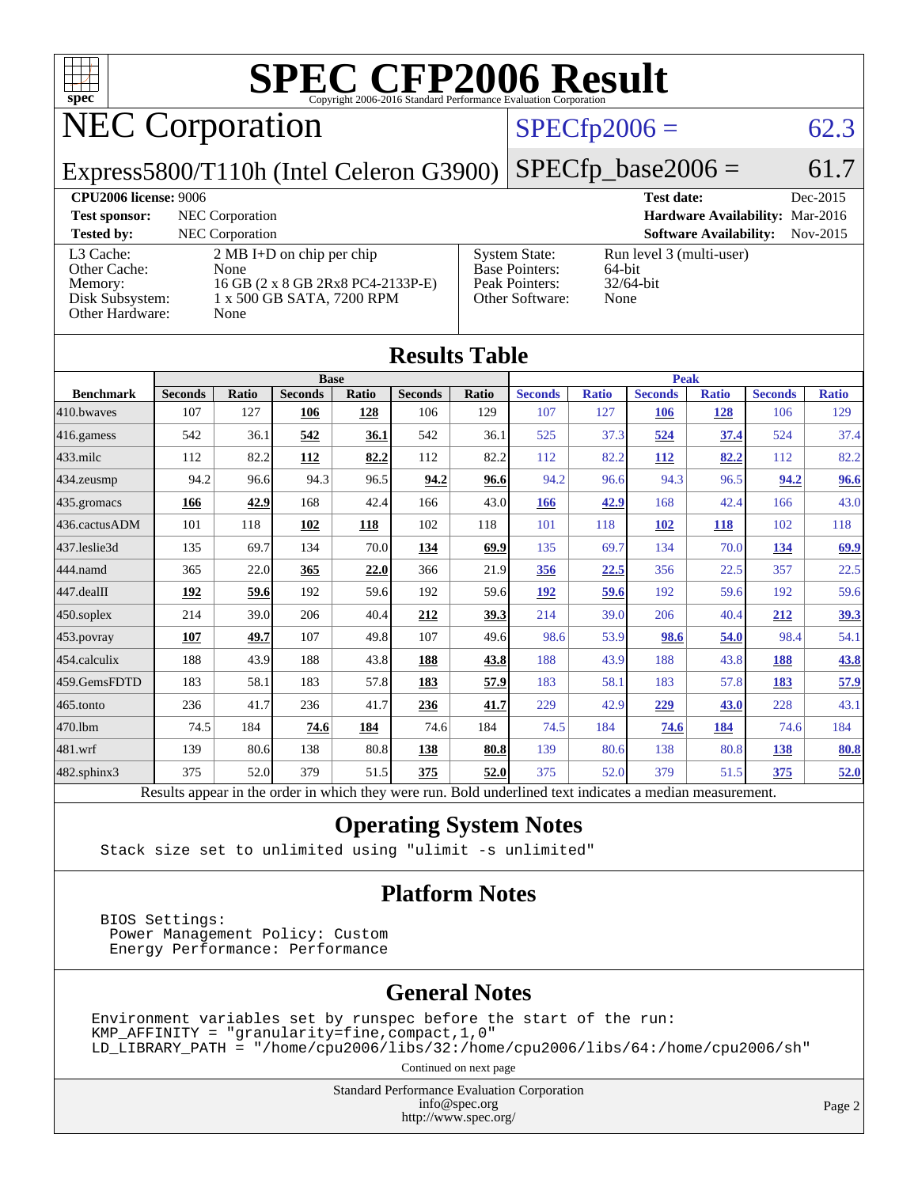# SPEC CFP2006 Result

Copyright 2006-2016 Standard Performance Evaluation Corporation

## NEC Corporation

**Express5800/T110h (Intel Celeron G3900)**

SPECfp2006 = 62.3

SPECfp_base2006 = 61.7

| | | | |
|---|---|---|---|
| **CPU2006 license:** 9006 | | **Test date:** | Dec-2015 |
| **Test sponsor:** | NEC Corporation | **Hardware Availability:** | Mar-2016 |
| **Tested by:** | NEC Corporation | **Software Availability:** | Nov-2015 |

| | | | |
|---|---|---|---|
| L3 Cache: | 2 MB I+D on chip per chip | System State: | Run level 3 (multi-user) |
| Other Cache: | None | Base Pointers: | 64-bit |
| Memory: | 16 GB (2 x 8 GB 2Rx8 PC4-2133P-E) | Peak Pointers: | 32/64-bit |
| Disk Subsystem: | 1 x 500 GB SATA, 7200 RPM | Other Software: | None |
| Other Hardware: | None | | |

## Results Table

| | Base | | | | | | Peak | | | | | |
|---|---|---|---|---|---|---|---|---|---|---|---|---|
| **Benchmark** | **Seconds** | **Ratio** | **Seconds** | **Ratio** | **Seconds** | **Ratio** | **Seconds** | **Ratio** | **Seconds** | **Ratio** | **Seconds** | **Ratio** |
| 410.bwaves | 107 | 127 | **106** | **128** | 106 | 129 | 107 | 127 | **106** | **128** | 106 | 129 |
| 416.gamess | 542 | 36.1 | **542** | **36.1** | 542 | 36.1 | 525 | 37.3 | **524** | **37.4** | 524 | 37.4 |
| 433.milc | 112 | 82.2 | **112** | **82.2** | 112 | 82.2 | 112 | 82.2 | **112** | **82.2** | 112 | 82.2 |
| 434.zeusmp | 94.2 | 96.6 | 94.3 | 96.5 | **94.2** | **96.6** | 94.2 | 96.6 | 94.3 | 96.5 | **94.2** | **96.6** |
| 435.gromacs | **166** | **42.9** | 168 | 42.4 | 166 | 43.0 | **166** | **42.9** | 168 | 42.4 | 166 | 43.0 |
| 436.cactusADM | 101 | 118 | **102** | **118** | 102 | 118 | 101 | 118 | **102** | **118** | 102 | 118 |
| 437.leslie3d | 135 | 69.7 | 134 | 70.0 | **134** | **69.9** | 135 | 69.7 | 134 | 70.0 | **134** | **69.9** |
| 444.namd | 365 | 22.0 | **365** | **22.0** | 366 | 21.9 | **356** | **22.5** | 356 | 22.5 | 357 | 22.5 |
| 447.dealII | **192** | **59.6** | 192 | 59.6 | 192 | 59.6 | **192** | **59.6** | 192 | 59.6 | 192 | 59.6 |
| 450.soplex | 214 | 39.0 | 206 | 40.4 | **212** | **39.3** | 214 | 39.0 | 206 | 40.4 | **212** | **39.3** |
| 453.povray | **107** | **49.7** | 107 | 49.8 | 107 | 49.6 | 98.6 | 53.9 | **98.6** | **54.0** | 98.4 | 54.1 |
| 454.calculix | 188 | 43.9 | 188 | 43.8 | **188** | **43.8** | 188 | 43.9 | 188 | 43.8 | **188** | **43.8** |
| 459.GemsFDTD | 183 | 58.1 | 183 | 57.8 | **183** | **57.9** | 183 | 58.1 | 183 | 57.8 | **183** | **57.9** |
| 465.tonto | 236 | 41.7 | 236 | 41.7 | **236** | **41.7** | 229 | 42.9 | **229** | **43.0** | 228 | 43.1 |
| 470.lbm | 74.5 | 184 | **74.6** | **184** | 74.6 | 184 | 74.5 | 184 | **74.6** | **184** | 74.6 | 184 |
| 481.wrf | 139 | 80.6 | 138 | 80.8 | **138** | **80.8** | 139 | 80.6 | 138 | 80.8 | **138** | **80.8** |
| 482.sphinx3 | 375 | 52.0 | 379 | 51.5 | **375** | **52.0** | 375 | 52.0 | 379 | 51.5 | **375** | **52.0** |

Results appear in the order in which they were run. Bold underlined text indicates a median measurement.

## Operating System Notes

```
Stack size set to unlimited using "ulimit -s unlimited"
```

## Platform Notes

```
BIOS Settings:
 Power Management Policy: Custom
 Energy Performance: Performance
```

## General Notes

```
Environment variables set by runspec before the start of the run:
KMP_AFFINITY = "granularity=fine,compact,1,0"
LD_LIBRARY_PATH = "/home/cpu2006/libs/32:/home/cpu2006/libs/64:/home/cpu2006/sh"
```

Continued on next page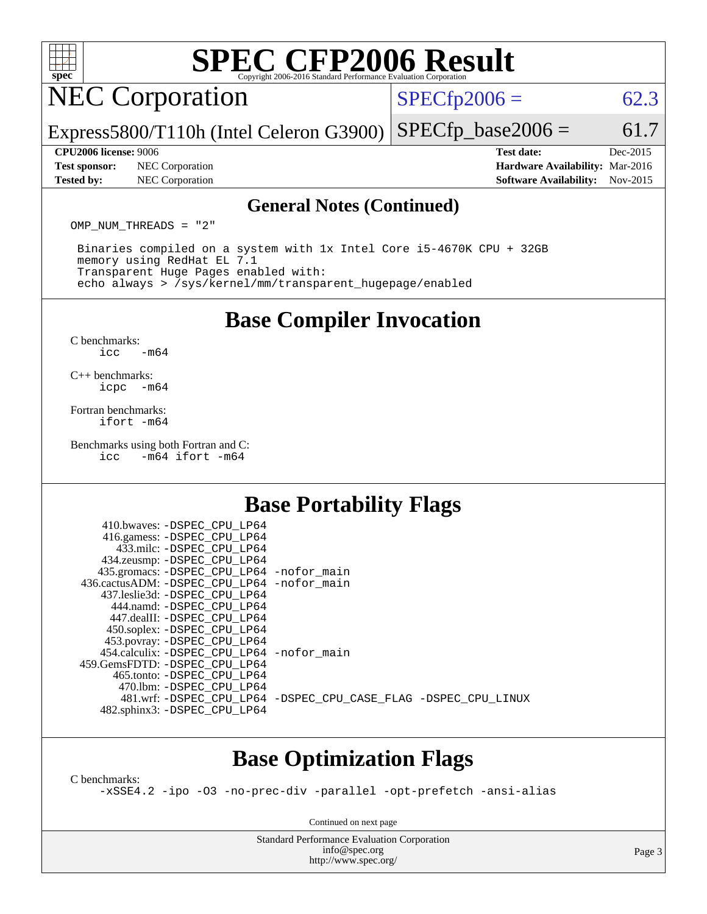# SPEC CFP2006 Result

Copyright 2006-2016 Standard Performance Evaluation Corporation

## NEC Corporation

Express5800/T110h (Intel Celeron G3900)

SPECfp2006 = 62.3

SPECfp_base2006 = 61.7

**CPU2006 license:** 9006

**Test sponsor:** NEC Corporation

**Tested by:** NEC Corporation

**Test date:** Dec-2015

**Hardware Availability:** Mar-2016

**Software Availability:** Nov-2015

### General Notes (Continued)

```
OMP_NUM_THREADS = "2"

 Binaries compiled on a system with 1x Intel Core i5-4670K CPU + 32GB
 memory using RedHat EL 7.1
 Transparent Huge Pages enabled with:
 echo always > /sys/kernel/mm/transparent_hugepage/enabled
```

## Base Compiler Invocation

C benchmarks:
```
icc   -m64
```

C++ benchmarks:
```
icpc  -m64
```

Fortran benchmarks:
```
ifort -m64
```

Benchmarks using both Fortran and C:
```
icc   -m64 ifort -m64
```

## Base Portability Flags

```
     410.bwaves: -DSPEC_CPU_LP64
     416.gamess: -DSPEC_CPU_LP64
       433.milc: -DSPEC_CPU_LP64
     434.zeusmp: -DSPEC_CPU_LP64
    435.gromacs: -DSPEC_CPU_LP64 -nofor_main
 436.cactusADM: -DSPEC_CPU_LP64 -nofor_main
   437.leslie3d: -DSPEC_CPU_LP64
      444.namd: -DSPEC_CPU_LP64
     447.dealII: -DSPEC_CPU_LP64
     450.soplex: -DSPEC_CPU_LP64
     453.povray: -DSPEC_CPU_LP64
   454.calculix: -DSPEC_CPU_LP64 -nofor_main
 459.GemsFDTD: -DSPEC_CPU_LP64
      465.tonto: -DSPEC_CPU_LP64
        470.lbm: -DSPEC_CPU_LP64
        481.wrf: -DSPEC_CPU_LP64 -DSPEC_CPU_CASE_FLAG -DSPEC_CPU_LINUX
    482.sphinx3: -DSPEC_CPU_LP64
```

## Base Optimization Flags

C benchmarks:
```
-xSSE4.2 -ipo -O3 -no-prec-div -parallel -opt-prefetch -ansi-alias
```

Continued on next page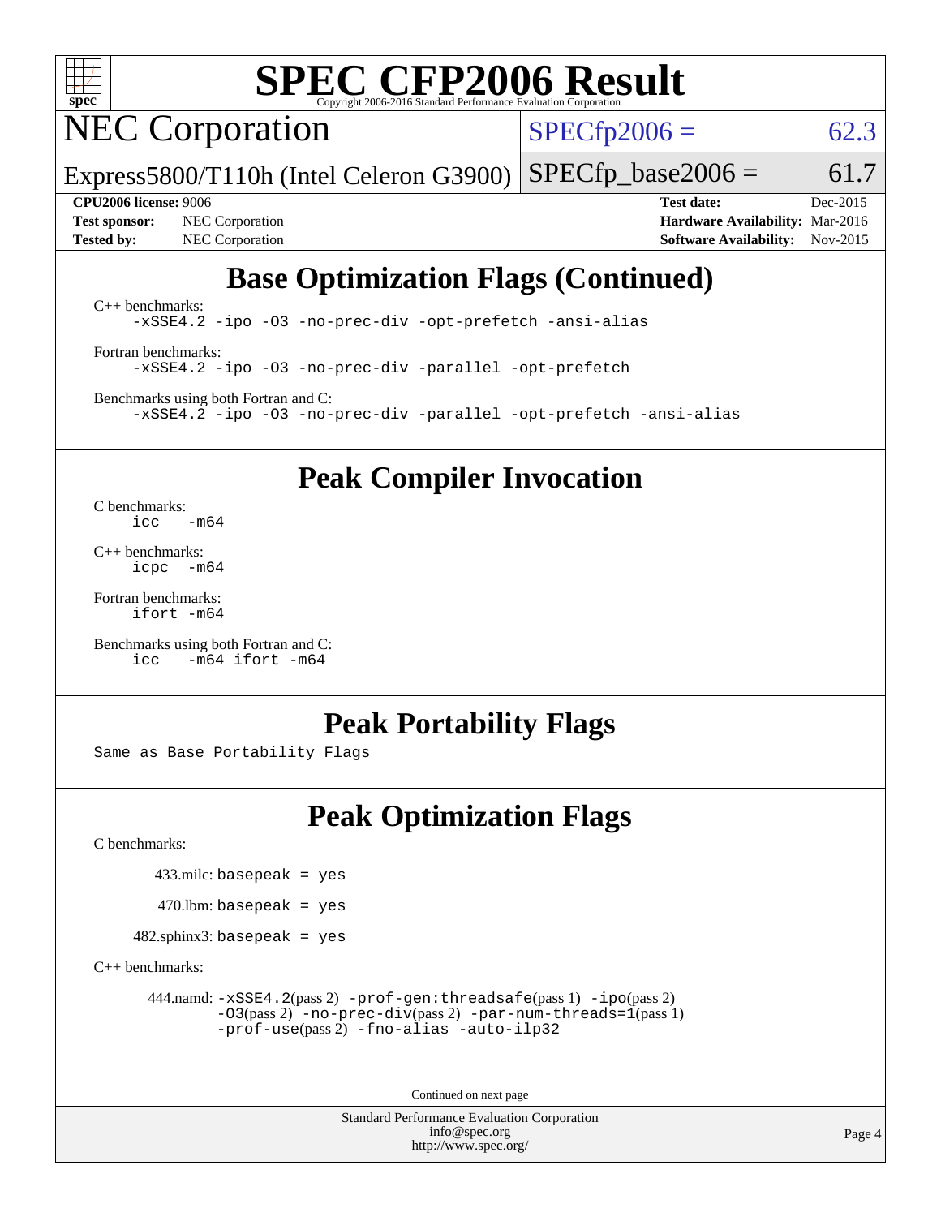# SPEC CFP2006 Result

## NEC Corporation

Express5800/T110h (Intel Celeron G3900)

SPECfp2006 = 62.3

SPECfp_base2006 = 61.7

**CPU2006 license:** 9006
**Test sponsor:** NEC Corporation
**Tested by:** NEC Corporation

**Test date:** Dec-2015
**Hardware Availability:** Mar-2016
**Software Availability:** Nov-2015

## Base Optimization Flags (Continued)

C++ benchmarks:
```
-xSSE4.2 -ipo -O3 -no-prec-div -opt-prefetch -ansi-alias
```

Fortran benchmarks:
```
-xSSE4.2 -ipo -O3 -no-prec-div -parallel -opt-prefetch
```

Benchmarks using both Fortran and C:
```
-xSSE4.2 -ipo -O3 -no-prec-div -parallel -opt-prefetch -ansi-alias
```

## Peak Compiler Invocation

C benchmarks:
```
icc   -m64
```

C++ benchmarks:
```
icpc  -m64
```

Fortran benchmarks:
```
ifort -m64
```

Benchmarks using both Fortran and C:
```
icc   -m64 ifort -m64
```

## Peak Portability Flags

Same as Base Portability Flags

## Peak Optimization Flags

C benchmarks:

433.milc: `basepeak = yes`

470.lbm: `basepeak = yes`

482.sphinx3: `basepeak = yes`

C++ benchmarks:

444.namd: `-xSSE4.2`(pass 2) `-prof-gen:threadsafe`(pass 1) `-ipo`(pass 2) `-O3`(pass 2) `-no-prec-div`(pass 2) `-par-num-threads=1`(pass 1) `-prof-use`(pass 2) `-fno-alias -auto-ilp32`

Continued on next page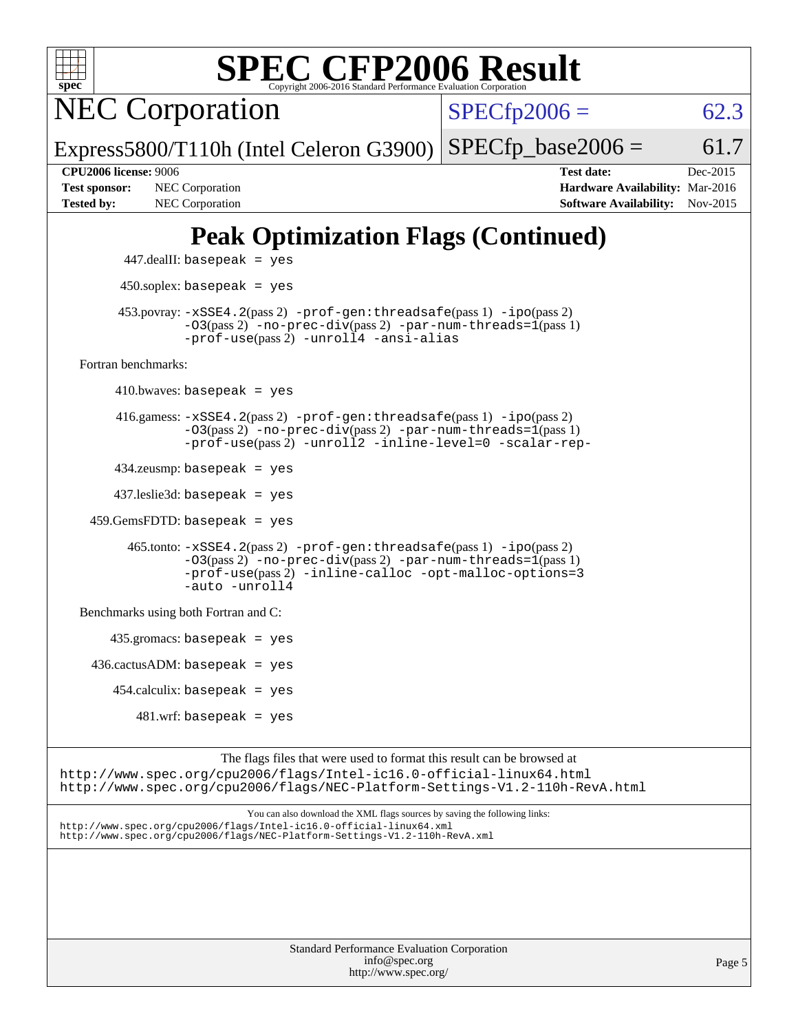# SPEC CFP2006 Result

Copyright 2006-2016 Standard Performance Evaluation Corporation

**NEC Corporation**

Express5800/T110h (Intel Celeron G3900)

SPECfp2006 = 62.3

SPECfp_base2006 = 61.7

| | | | |
|---|---|---|---|
| **CPU2006 license:** 9006 | | **Test date:** | Dec-2015 |
| **Test sponsor:** | NEC Corporation | **Hardware Availability:** | Mar-2016 |
| **Tested by:** | NEC Corporation | **Software Availability:** | Nov-2015 |

## Peak Optimization Flags (Continued)

447.dealII: `basepeak = yes`

450.soplex: `basepeak = yes`

453.povray: `-xSSE4.2`(pass 2) `-prof-gen:threadsafe`(pass 1) `-ipo`(pass 2) `-O3`(pass 2) `-no-prec-div`(pass 2) `-par-num-threads=1`(pass 1) `-prof-use`(pass 2) `-unroll4` `-ansi-alias`

Fortran benchmarks:

410.bwaves: `basepeak = yes`

416.gamess: `-xSSE4.2`(pass 2) `-prof-gen:threadsafe`(pass 1) `-ipo`(pass 2) `-O3`(pass 2) `-no-prec-div`(pass 2) `-par-num-threads=1`(pass 1) `-prof-use`(pass 2) `-unroll2` `-inline-level=0` `-scalar-rep-`

434.zeusmp: `basepeak = yes`

437.leslie3d: `basepeak = yes`

459.GemsFDTD: `basepeak = yes`

465.tonto: `-xSSE4.2`(pass 2) `-prof-gen:threadsafe`(pass 1) `-ipo`(pass 2) `-O3`(pass 2) `-no-prec-div`(pass 2) `-par-num-threads=1`(pass 1) `-prof-use`(pass 2) `-inline-calloc` `-opt-malloc-options=3` `-auto` `-unroll4`

Benchmarks using both Fortran and C:

435.gromacs: `basepeak = yes`

436.cactusADM: `basepeak = yes`

454.calculix: `basepeak = yes`

481.wrf: `basepeak = yes`

The flags files that were used to format this result can be browsed at
http://www.spec.org/cpu2006/flags/Intel-ic16.0-official-linux64.html
http://www.spec.org/cpu2006/flags/NEC-Platform-Settings-V1.2-110h-RevA.html

You can also download the XML flags sources by saving the following links:
http://www.spec.org/cpu2006/flags/Intel-ic16.0-official-linux64.xml
http://www.spec.org/cpu2006/flags/NEC-Platform-Settings-V1.2-110h-RevA.xml

Standard Performance Evaluation Corporation
info@spec.org
http://www.spec.org/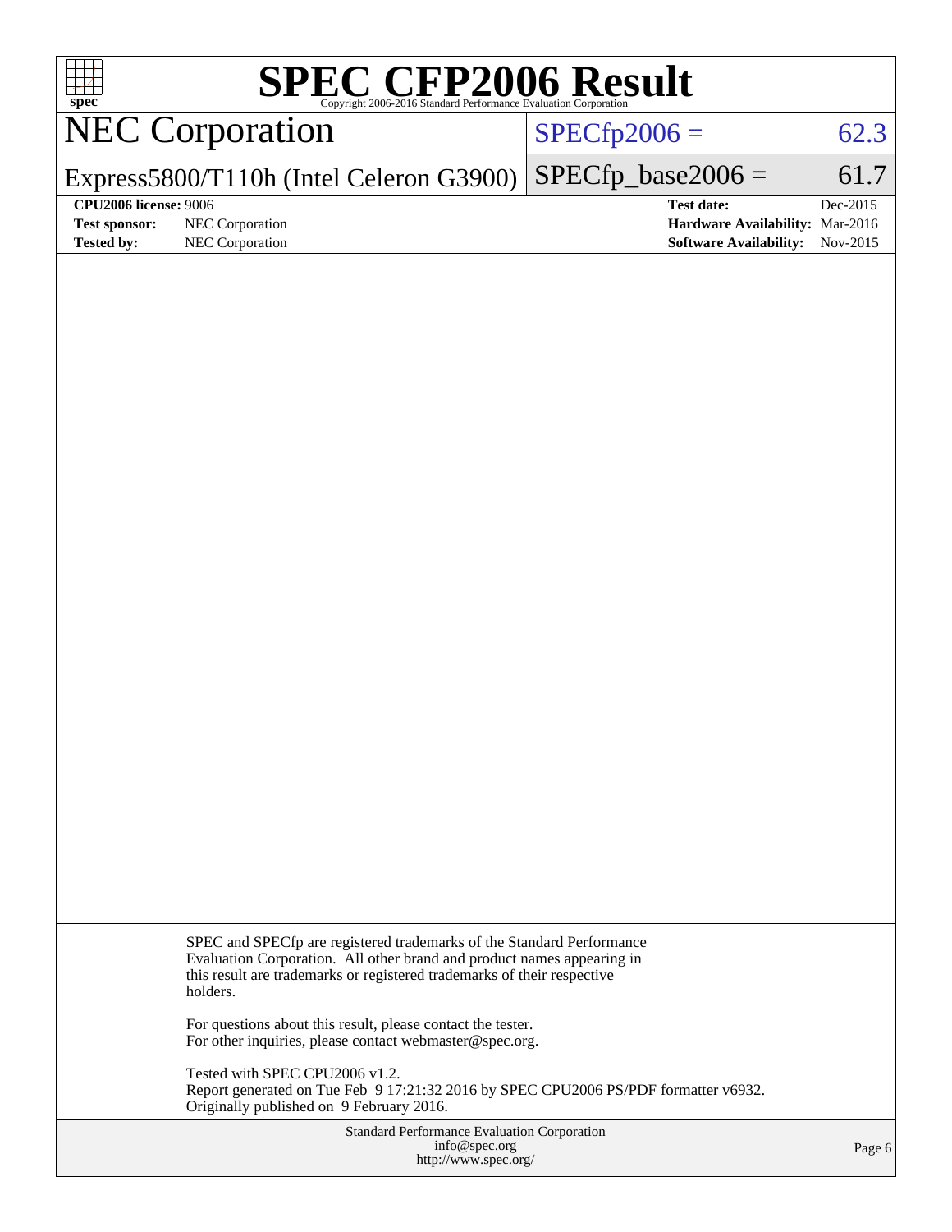# SPEC CFP2006 Result

Copyright 2006-2016 Standard Performance Evaluation Corporation

## NEC Corporation

Express5800/T110h (Intel Celeron G3900)

SPECfp2006 = 62.3

SPECfp_base2006 = 61.7

**CPU2006 license:** 9006
**Test sponsor:** NEC Corporation
**Tested by:** NEC Corporation

**Test date:** Dec-2015
**Hardware Availability:** Mar-2016
**Software Availability:** Nov-2015

SPEC and SPECfp are registered trademarks of the Standard Performance Evaluation Corporation. All other brand and product names appearing in this result are trademarks or registered trademarks of their respective holders.

For questions about this result, please contact the tester.
For other inquiries, please contact webmaster@spec.org.

Tested with SPEC CPU2006 v1.2.
Report generated on Tue Feb 9 17:21:32 2016 by SPEC CPU2006 PS/PDF formatter v6932.
Originally published on 9 February 2016.

Standard Performance Evaluation Corporation
info@spec.org
http://www.spec.org/